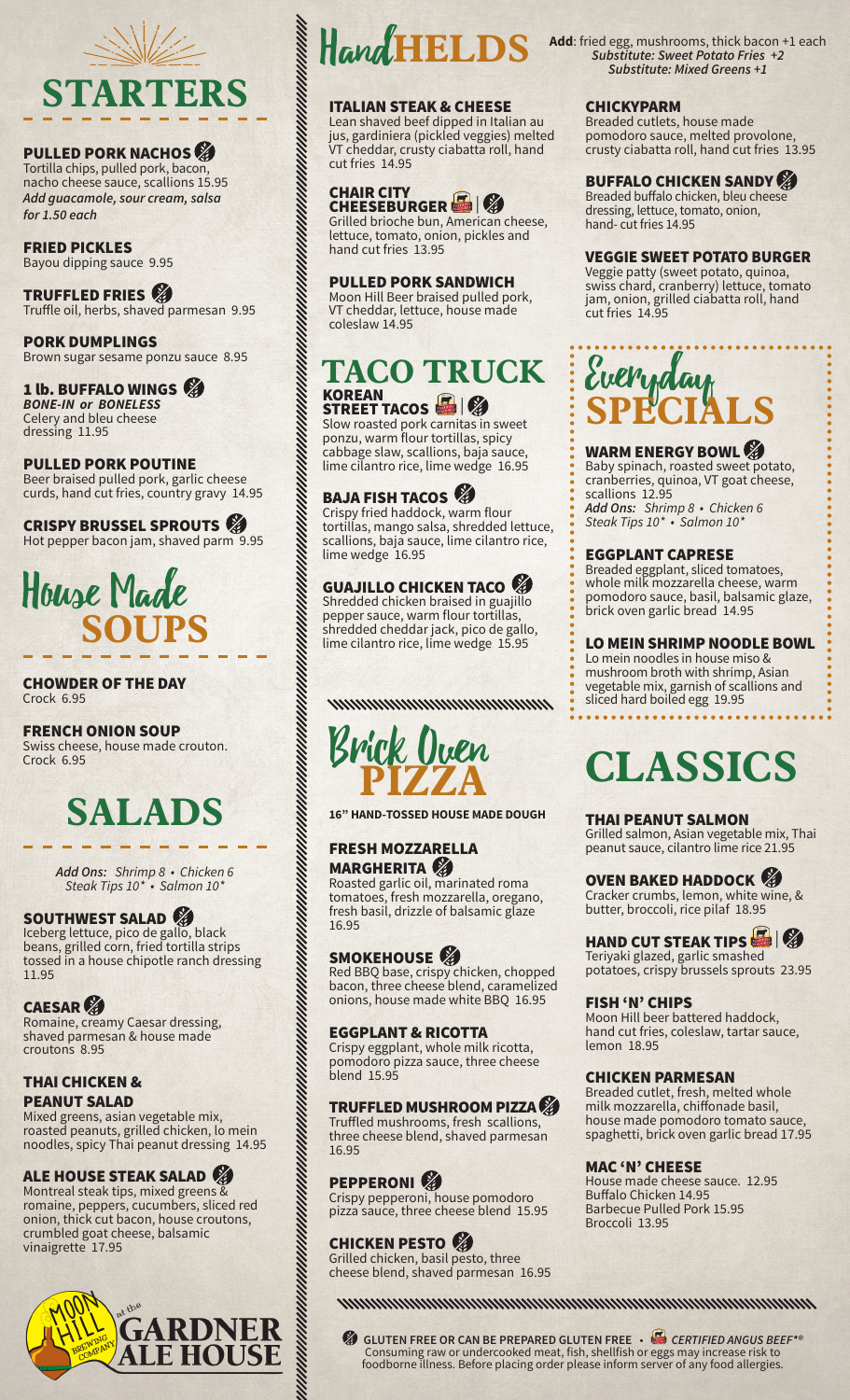# STARTERS

**PULLED PORK NACHOS** (GF)
Tortilla chips, pulled pork, bacon, nacho cheese sauce, scallions 15.95
*Add guacamole, sour cream, salsa for 1.50 each*

**FRIED PICKLES**
Bayou dipping sauce 9.95

**TRUFFLED FRIES** (GF)
Truffle oil, herbs, shaved parmesan 9.95

**PORK DUMPLINGS**
Brown sugar sesame ponzu sauce 8.95

**1 lb. BUFFALO WINGS** (GF)
*BONE-IN or BONELESS*
Celery and bleu cheese dressing 11.95

**PULLED PORK POUTINE**
Beer braised pulled pork, garlic cheese curds, hand cut fries, country gravy 14.95

**CRISPY BRUSSEL SPROUTS** (GF)
Hot pepper bacon jam, shaved parm 9.95

# House Made SOUPS

**CHOWDER OF THE DAY**
Crock 6.95

**FRENCH ONION SOUP**
Swiss cheese, house made crouton. Crock 6.95

# SALADS

*Add Ons: Shrimp 8 • Chicken 6 Steak Tips 10* • Salmon 10**

**SOUTHWEST SALAD** (GF)
Iceberg lettuce, pico de gallo, black beans, grilled corn, fried tortilla strips tossed in a house chipotle ranch dressing 11.95

**CAESAR** (GF)
Romaine, creamy Caesar dressing, shaved parmesan & house made croutons 8.95

**THAI CHICKEN & PEANUT SALAD**
Mixed greens, asian vegetable mix, roasted peanuts, grilled chicken, lo mein noodles, spicy Thai peanut dressing 14.95

**ALE HOUSE STEAK SALAD** (GF)
Montreal steak tips, mixed greens & romaine, peppers, cucumbers, sliced red onion, thick cut bacon, house croutons, crumbled goat cheese, balsamic vinaigrette 17.95

Moon Hill Brewing Company at the Gardner Ale House

# HandHELDS

**Add**: fried egg, mushrooms, thick bacon +1 each
*Substitute: Sweet Potato Fries +2*
*Substitute: Mixed Greens +1*

**ITALIAN STEAK & CHEESE**
Lean shaved beef dipped in Italian au jus, gardiniera (pickled veggies) melted VT cheddar, crusty ciabatta roll, hand cut fries 14.95

**CHAIR CITY CHEESEBURGER** (CAB) | (GF)
Grilled brioche bun, American cheese, lettuce, tomato, onion, pickles and hand cut fries 13.95

**PULLED PORK SANDWICH**
Moon Hill Beer braised pulled pork, VT cheddar, lettuce, house made coleslaw 14.95

**CHICKYPARM**
Breaded cutlets, house made pomodoro sauce, melted provolone, crusty ciabatta roll, hand cut fries 13.95

**BUFFALO CHICKEN SANDY** (GF)
Breaded buffalo chicken, bleu cheese dressing, lettuce, tomato, onion, hand- cut fries 14.95

**VEGGIE SWEET POTATO BURGER**
Veggie patty (sweet potato, quinoa, swiss chard, cranberry) lettuce, tomato jam, onion, grilled ciabatta roll, hand cut fries 14.95

# TACO TRUCK

**KOREAN STREET TACOS** (CAB) | (GF)
Slow roasted pork carnitas in sweet ponzu, warm flour tortillas, spicy cabbage slaw, scallions, baja sauce, lime cilantro rice, lime wedge 16.95

**BAJA FISH TACOS** (GF)
Crispy fried haddock, warm flour tortillas, mango salsa, shredded lettuce, scallions, baja sauce, lime cilantro rice, lime wedge 16.95

**GUAJILLO CHICKEN TACO** (GF)
Shredded chicken braised in guajillo pepper sauce, warm flour tortillas, shredded cheddar jack, pico de gallo, lime cilantro rice, lime wedge 15.95

# Everyday SPECIALS

**WARM ENERGY BOWL** (GF)
Baby spinach, roasted sweet potato, cranberries, quinoa, VT goat cheese, scallions 12.95
*Add Ons: Shrimp 8 • Chicken 6 Steak Tips 10* • Salmon 10**

**EGGPLANT CAPRESE**
Breaded eggplant, sliced tomatoes, whole milk mozzarella cheese, warm pomodoro sauce, basil, balsamic glaze, brick oven garlic bread 14.95

**LO MEIN SHRIMP NOODLE BOWL**
Lo mein noodles in house miso & mushroom broth with shrimp, Asian vegetable mix, garnish of scallions and sliced hard boiled egg 19.95

# Brick Oven PIZZA

**16" HAND-TOSSED HOUSE MADE DOUGH**

**FRESH MOZZARELLA MARGHERITA** (GF)
Roasted garlic oil, marinated roma tomatoes, fresh mozzarella, oregano, fresh basil, drizzle of balsamic glaze 16.95

**SMOKEHOUSE** (GF)
Red BBQ base, crispy chicken, chopped bacon, three cheese blend, caramelized onions, house made white BBQ 16.95

**EGGPLANT & RICOTTA**
Crispy eggplant, whole milk ricotta, pomodoro pizza sauce, three cheese blend 15.95

**TRUFFLED MUSHROOM PIZZA** (GF)
Truffled mushrooms, fresh scallions, three cheese blend, shaved parmesan 16.95

**PEPPERONI** (GF)
Crispy pepperoni, house pomodoro pizza sauce, three cheese blend 15.95

**CHICKEN PESTO** (GF)
Grilled chicken, basil pesto, three cheese blend, shaved parmesan 16.95

# CLASSICS

**THAI PEANUT SALMON**
Grilled salmon, Asian vegetable mix, Thai peanut sauce, cilantro lime rice 21.95

**OVEN BAKED HADDOCK** (GF)
Cracker crumbs, lemon, white wine, & butter, broccoli, rice pilaf 18.95

**HAND CUT STEAK TIPS** (CAB) | (GF)
Teriyaki glazed, garlic smashed potatoes, crispy brussels sprouts 23.95

**FISH 'N' CHIPS**
Moon Hill beer battered haddock, hand cut fries, coleslaw, tartar sauce, lemon 18.95

**CHICKEN PARMESAN**
Breaded cutlet, fresh, melted whole milk mozzarella, chiffonade basil, house made pomodoro tomato sauce, spaghetti, brick oven garlic bread 17.95

**MAC 'N' CHEESE**
House made cheese sauce. 12.95
Buffalo Chicken 14.95
Barbecue Pulled Pork 15.95
Broccoli 13.95

(GF) GLUTEN FREE OR CAN BE PREPARED GLUTEN FREE • (CAB) *CERTIFIED ANGUS BEEF®*
Consuming raw or undercooked meat, fish, shellfish or eggs may increase risk to foodborne illness. Before placing order please inform server of any food allergies.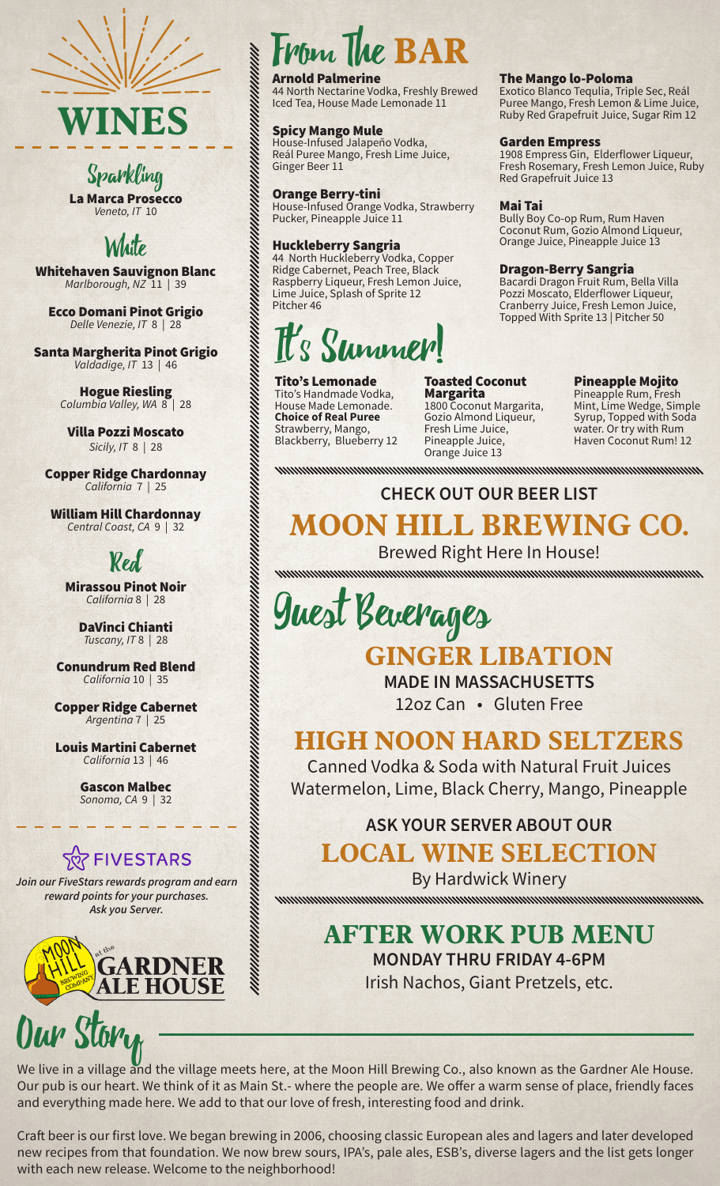# WINES

## Sparkling

**La Marca Prosecco**
*Veneto, IT* 10

## White

**Whitehaven Sauvignon Blanc**
*Marlborough, NZ* 11 | 39

**Ecco Domani Pinot Grigio**
*Delle Venezie, IT* 8 | 28

**Santa Margherita Pinot Grigio**
*Valdadige, IT* 13 | 46

**Hogue Riesling**
*Columbia Valley, WA* 8 | 28

**Villa Pozzi Moscato**
*Sicily, IT* 8 | 28

**Copper Ridge Chardonnay**
*California* 7 | 25

**William Hill Chardonnay**
*Central Coast, CA* 9 | 32

## Red

**Mirassou Pinot Noir**
*California* 8 | 28

**DaVinci Chianti**
*Tuscany, IT* 8 | 28

**Conundrum Red Blend**
*California* 10 | 35

**Copper Ridge Cabernet**
*Argentina* 7 | 25

**Louis Martini Cabernet**
*California* 13 | 46

**Gascon Malbec**
*Sonoma, CA* 9 | 32

FIVESTARS

*Join our FiveStars rewards program and earn reward points for your purchases. Ask you Server.*

MOON HILL BREWING COMPANY at the GARDNER ALE HOUSE

# From The BAR

**Arnold Palmerine**
44 North Nectarine Vodka, Freshly Brewed Iced Tea, House Made Lemonade 11

**Spicy Mango Mule**
House-Infused Jalapeño Vodka, Reál Puree Mango, Fresh Lime Juice, Ginger Beer 11

**Orange Berry-tini**
House-Infused Orange Vodka, Strawberry Pucker, Pineapple Juice 11

**Huckleberry Sangria**
44 North Huckleberry Vodka, Copper Ridge Cabernet, Peach Tree, Black Raspberry Liqueur, Fresh Lemon Juice, Lime Juice, Splash of Sprite 12
Pitcher 46

**The Mango lo-Poloma**
Exotico Blanco Tequlia, Triple Sec, Reál Puree Mango, Fresh Lemon & Lime Juice, Ruby Red Grapefruit Juice, Sugar Rim 12

**Garden Empress**
1908 Empress Gin, Elderflower Liqueur, Fresh Rosemary, Fresh Lemon Juice, Ruby Red Grapefruit Juice 13

**Mai Tai**
Bully Boy Co-op Rum, Rum Haven Coconut Rum, Gozio Almond Liqueur, Orange Juice, Pineapple Juice 13

**Dragon-Berry Sangria**
Bacardi Dragon Fruit Rum, Bella Villa Pozzi Moscato, Elderflower Liqueur, Cranberry Juice, Fresh Lemon Juice, Topped With Sprite 13 | Pitcher 50

## It's Summer!

**Tito's Lemonade**
Tito's Handmade Vodka, House Made Lemonade. **Choice of Real Puree** Strawberry, Mango, Blackberry, Blueberry 12

**Toasted Coconut Margarita**
1800 Coconut Margarita, Gozio Almond Liqueur, Fresh Lime Juice, Pineapple Juice, Orange Juice 13

**Pineapple Mojito**
Pineapple Rum, Fresh Mint, Lime Wedge, Simple Syrup, Topped with Soda water. Or try with Rum Haven Coconut Rum! 12

**CHECK OUT OUR BEER LIST**

## MOON HILL BREWING CO.

Brewed Right Here In House!

# Guest Beverages

## GINGER LIBATION

**MADE IN MASSACHUSETTS**

12oz Can • Gluten Free

## HIGH NOON HARD SELTZERS

Canned Vodka & Soda with Natural Fruit Juices
Watermelon, Lime, Black Cherry, Mango, Pineapple

**ASK YOUR SERVER ABOUT OUR**

## LOCAL WINE SELECTION

By Hardwick Winery

## AFTER WORK PUB MENU

**MONDAY THRU FRIDAY 4-6PM**

Irish Nachos, Giant Pretzels, etc.

# Our Story

We live in a village and the village meets here, at the Moon Hill Brewing Co., also known as the Gardner Ale House. Our pub is our heart. We think of it as Main St.- where the people are. We offer a warm sense of place, friendly faces and everything made here. We add to that our love of fresh, interesting food and drink.

Craft beer is our first love. We began brewing in 2006, choosing classic European ales and lagers and later developed new recipes from that foundation. We now brew sours, IPA's, pale ales, ESB's, diverse lagers and the list gets longer with each new release. Welcome to the neighborhood!